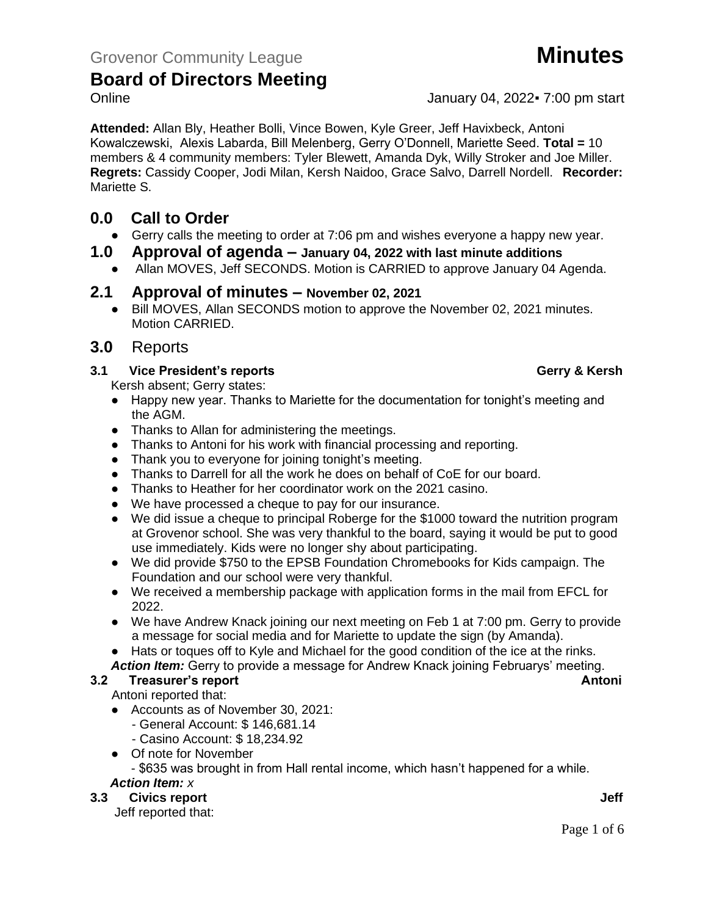Grovenor Community League **Minutes**

# Board of Directors Meeting

Online January 04, 2022▪ 7:00 pm start

**Attended:** Allan Bly, Heather Bolli, Vince Bowen, Kyle Greer, Jeff Havixbeck, Antoni Kowalczewski, Alexis Labarda, Bill Melenberg, Gerry O'Donnell, Mariette Seed. **Total =** 10 members & 4 community members: Tyler Blewett, Amanda Dyk, Willy Stroker and Joe Miller. **Regrets:** Cassidy Cooper, Jodi Milan, Kersh Naidoo, Grace Salvo, Darrell Nordell. **Recorder:** Mariette S.

## 0.0 Call to Order

- Gerry calls the meeting to order at 7:06 pm and wishes everyone a happy new year.

## 1.0 Approval of agenda – January 04, 2022 with last minute additions

- Allan MOVES, Jeff SECONDS. Motion is CARRIED to approve January 04 Agenda.

## 2.1 Approval of minutes – November 02, 2021

- Bill MOVES, Allan SECONDS motion to approve the November 02, 2021 minutes. Motion CARRIED.

## 3.0 Reports

### 3.1 Vice President's reports — Gerry & Kersh

Kersh absent; Gerry states:

- Happy new year. Thanks to Mariette for the documentation for tonight's meeting and the AGM.
- Thanks to Allan for administering the meetings.
- Thanks to Antoni for his work with financial processing and reporting.
- Thank you to everyone for joining tonight's meeting.
- Thanks to Darrell for all the work he does on behalf of CoE for our board.
- Thanks to Heather for her coordinator work on the 2021 casino.
- We have processed a cheque to pay for our insurance.
- We did issue a cheque to principal Roberge for the $1000 toward the nutrition program at Grovenor school. She was very thankful to the board, saying it would be put to good use immediately. Kids were no longer shy about participating.
- We did provide $750 to the EPSB Foundation Chromebooks for Kids campaign. The Foundation and our school were very thankful.
- We received a membership package with application forms in the mail from EFCL for 2022.
- We have Andrew Knack joining our next meeting on Feb 1 at 7:00 pm. Gerry to provide a message for social media and for Mariette to update the sign (by Amanda).
- Hats or toques off to Kyle and Michael for the good condition of the ice at the rinks.

***Action Item:*** Gerry to provide a message for Andrew Knack joining Februarys' meeting.

### 3.2 Treasurer's report — Antoni

Antoni reported that:

- Accounts as of November 30, 2021:
  - General Account: $ 146,681.14
  - Casino Account: $ 18,234.92
- Of note for November
  - $635 was brought in from Hall rental income, which hasn't happened for a while.

***Action Item:*** *x*

### 3.3 Civics report — Jeff

Jeff reported that: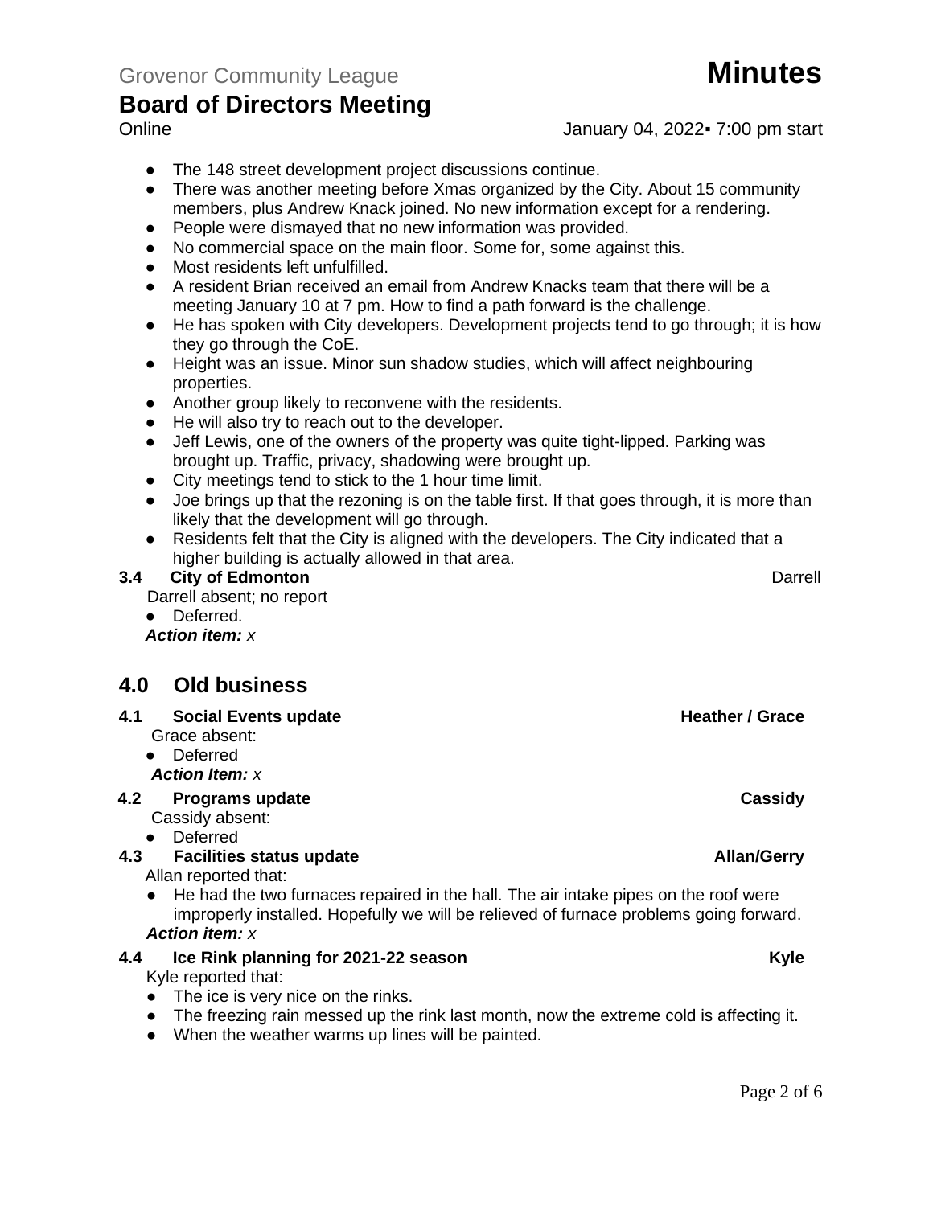- The 148 street development project discussions continue.
- There was another meeting before Xmas organized by the City. About 15 community members, plus Andrew Knack joined. No new information except for a rendering.
- People were dismayed that no new information was provided.
- No commercial space on the main floor. Some for, some against this.
- Most residents left unfulfilled.
- A resident Brian received an email from Andrew Knacks team that there will be a meeting January 10 at 7 pm. How to find a path forward is the challenge.
- He has spoken with City developers. Development projects tend to go through; it is how they go through the CoE.
- Height was an issue. Minor sun shadow studies, which will affect neighbouring properties.
- Another group likely to reconvene with the residents.
- He will also try to reach out to the developer.
- Jeff Lewis, one of the owners of the property was quite tight-lipped. Parking was brought up. Traffic, privacy, shadowing were brought up.
- City meetings tend to stick to the 1 hour time limit.
- Joe brings up that the rezoning is on the table first. If that goes through, it is more than likely that the development will go through.
- Residents felt that the City is aligned with the developers. The City indicated that a higher building is actually allowed in that area.

### 3.4 City of Edmonton — Darrell

Darrell absent; no report

- Deferred.

***Action item:*** *x*

## 4.0 Old business

### 4.1 Social Events update — Heather / Grace

Grace absent:

- Deferred

***Action Item:*** *x*

### 4.2 Programs update — Cassidy

Cassidy absent:

- Deferred

### 4.3 Facilities status update — Allan/Gerry

Allan reported that:

- He had the two furnaces repaired in the hall. The air intake pipes on the roof were improperly installed. Hopefully we will be relieved of furnace problems going forward.

***Action item:*** *x*

### 4.4 Ice Rink planning for 2021-22 season — Kyle

Kyle reported that:

- The ice is very nice on the rinks.
- The freezing rain messed up the rink last month, now the extreme cold is affecting it.
- When the weather warms up lines will be painted.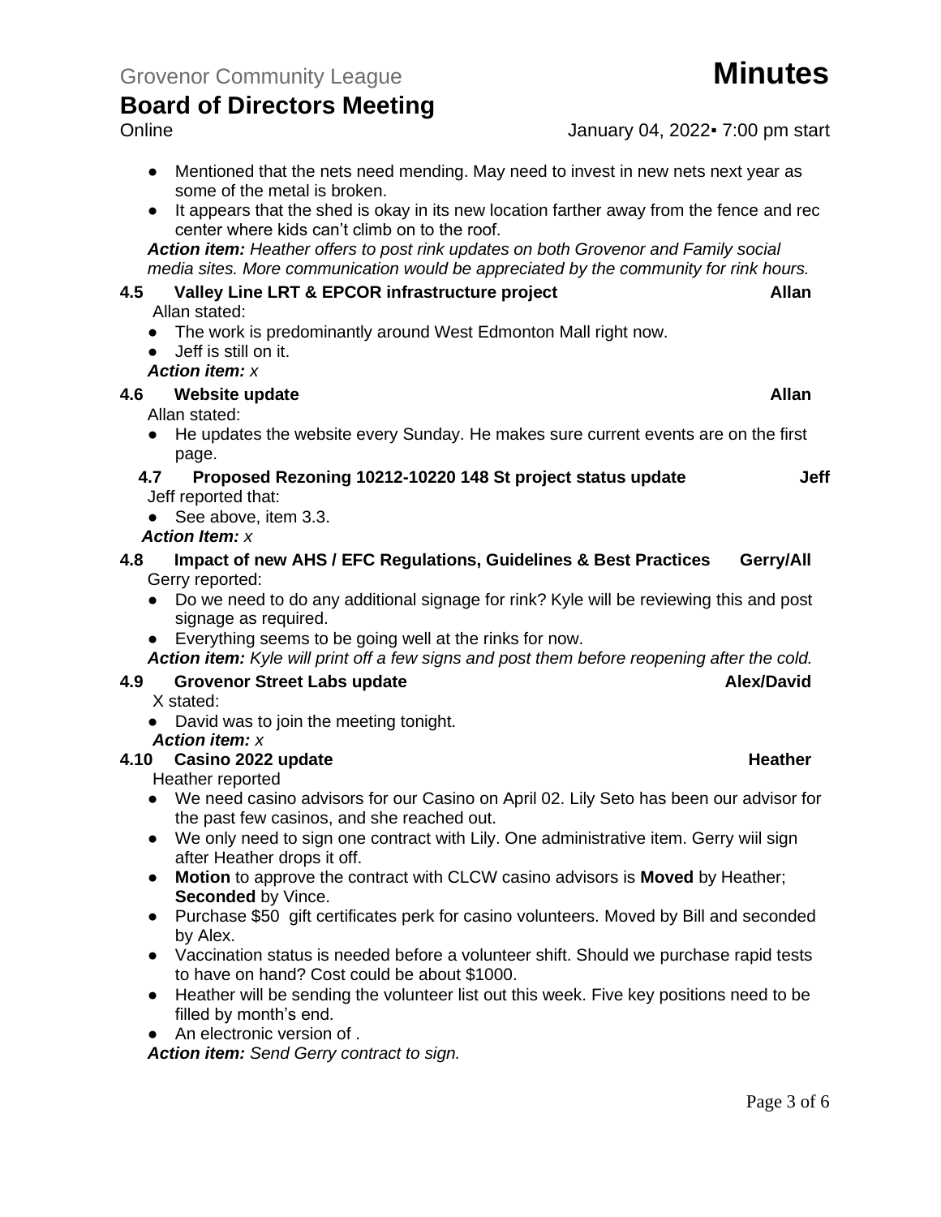- Mentioned that the nets need mending. May need to invest in new nets next year as some of the metal is broken.
- It appears that the shed is okay in its new location farther away from the fence and rec center where kids can't climb on to the roof.

***Action item:*** *Heather offers to post rink updates on both Grovenor and Family social media sites. More communication would be appreciated by the community for rink hours.*

### 4.5 Valley Line LRT & EPCOR infrastructure project — Allan

Allan stated:

- The work is predominantly around West Edmonton Mall right now.
- Jeff is still on it.

***Action item:*** *x*

### 4.6 Website update — Allan

Allan stated:

- He updates the website every Sunday. He makes sure current events are on the first page.

### 4.7 Proposed Rezoning 10212-10220 148 St project status update — Jeff

Jeff reported that:

- See above, item 3.3.

***Action Item:*** *x*

### 4.8 Impact of new AHS / EFC Regulations, Guidelines & Best Practices — Gerry/All

Gerry reported:

- Do we need to do any additional signage for rink? Kyle will be reviewing this and post signage as required.
- Everything seems to be going well at the rinks for now.

***Action item:*** *Kyle will print off a few signs and post them before reopening after the cold.*

### 4.9 Grovenor Street Labs update — Alex/David

X stated:

- David was to join the meeting tonight.

***Action item:*** *x*

### 4.10 Casino 2022 update — Heather

Heather reported

- We need casino advisors for our Casino on April 02. Lily Seto has been our advisor for the past few casinos, and she reached out.
- We only need to sign one contract with Lily. One administrative item. Gerry wiil sign after Heather drops it off.
- **Motion** to approve the contract with CLCW casino advisors is **Moved** by Heather; **Seconded** by Vince.
- Purchase $50 gift certificates perk for casino volunteers. Moved by Bill and seconded by Alex.
- Vaccination status is needed before a volunteer shift. Should we purchase rapid tests to have on hand? Cost could be about $1000.
- Heather will be sending the volunteer list out this week. Five key positions need to be filled by month's end.
- An electronic version of .

***Action item:*** *Send Gerry contract to sign.*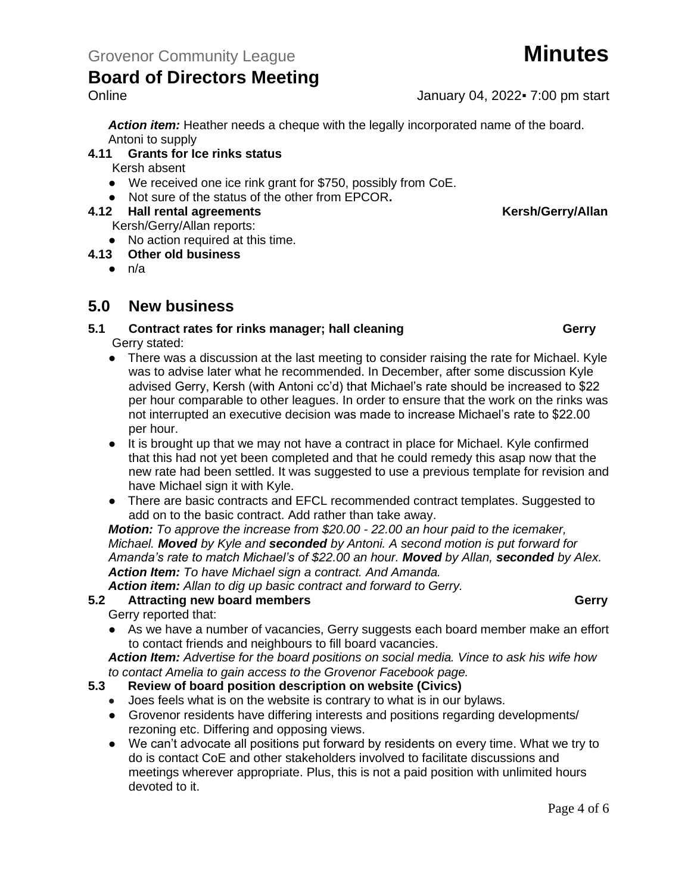***Action item:*** Heather needs a cheque with the legally incorporated name of the board. Antoni to supply

### 4.11 Grants for Ice rinks status

Kersh absent

- We received one ice rink grant for $750, possibly from CoE.
- Not sure of the status of the other from EPCOR**.**

### 4.12 Hall rental agreements — Kersh/Gerry/Allan

Kersh/Gerry/Allan reports:

- No action required at this time.

### 4.13 Other old business

- n/a

## 5.0 New business

### 5.1 Contract rates for rinks manager; hall cleaning — Gerry

Gerry stated:

- There was a discussion at the last meeting to consider raising the rate for Michael. Kyle was to advise later what he recommended. In December, after some discussion Kyle advised Gerry, Kersh (with Antoni cc'd) that Michael's rate should be increased to $22 per hour comparable to other leagues. In order to ensure that the work on the rinks was not interrupted an executive decision was made to increase Michael's rate to $22.00 per hour.
- It is brought up that we may not have a contract in place for Michael. Kyle confirmed that this had not yet been completed and that he could remedy this asap now that the new rate had been settled. It was suggested to use a previous template for revision and have Michael sign it with Kyle.
- There are basic contracts and EFCL recommended contract templates. Suggested to add on to the basic contract. Add rather than take away.

***Motion:*** *To approve the increase from $20.00 - 22.00 an hour paid to the icemaker, Michael.* ***Moved*** *by Kyle and* ***seconded*** *by Antoni. A second motion is put forward for Amanda's rate to match Michael's of $22.00 an hour.* ***Moved*** *by Allan,* ***seconded*** *by Alex.*

***Action Item:*** *To have Michael sign a contract. And Amanda.*

***Action item:*** *Allan to dig up basic contract and forward to Gerry.*

### 5.2 Attracting new board members — Gerry

Gerry reported that:

- As we have a number of vacancies, Gerry suggests each board member make an effort to contact friends and neighbours to fill board vacancies.

***Action Item:*** *Advertise for the board positions on social media. Vince to ask his wife how to contact Amelia to gain access to the Grovenor Facebook page.*

### 5.3 Review of board position description on website (Civics)

- Joes feels what is on the website is contrary to what is in our bylaws.
- Grovenor residents have differing interests and positions regarding developments/ rezoning etc. Differing and opposing views.
- We can't advocate all positions put forward by residents on every time. What we try to do is contact CoE and other stakeholders involved to facilitate discussions and meetings wherever appropriate. Plus, this is not a paid position with unlimited hours devoted to it.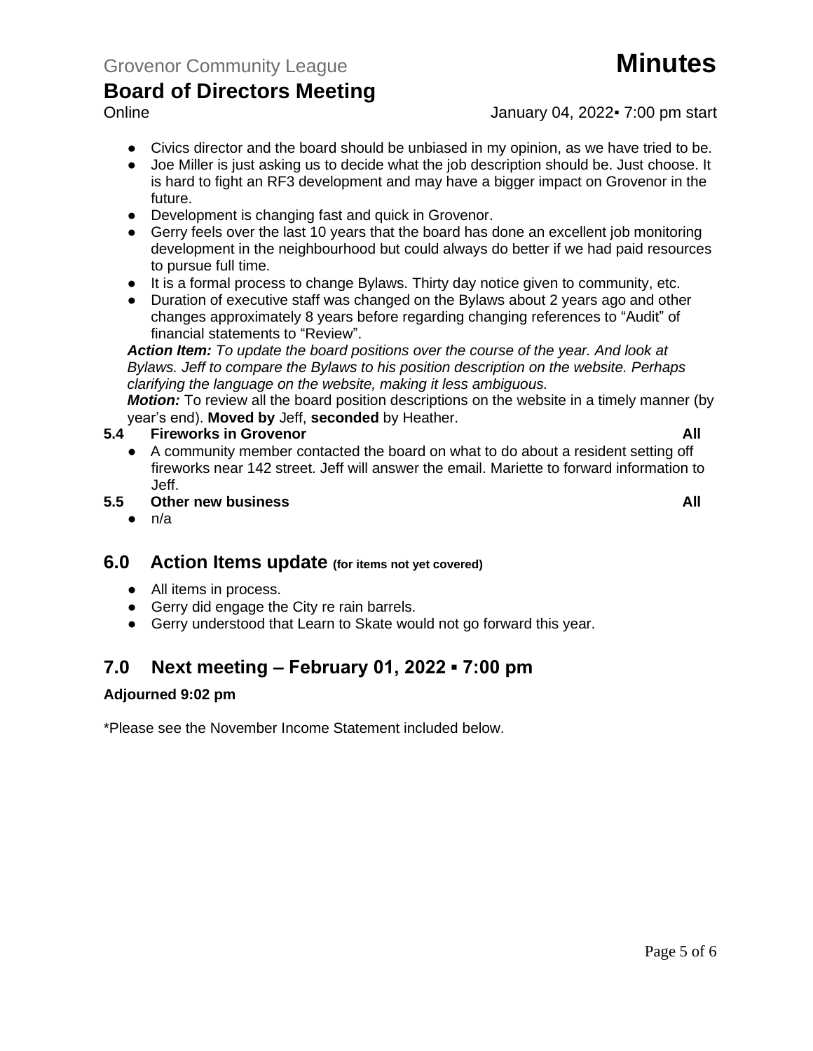- Civics director and the board should be unbiased in my opinion, as we have tried to be.
- Joe Miller is just asking us to decide what the job description should be. Just choose. It is hard to fight an RF3 development and may have a bigger impact on Grovenor in the future.
- Development is changing fast and quick in Grovenor.
- Gerry feels over the last 10 years that the board has done an excellent job monitoring development in the neighbourhood but could always do better if we had paid resources to pursue full time.
- It is a formal process to change Bylaws. Thirty day notice given to community, etc.
- Duration of executive staff was changed on the Bylaws about 2 years ago and other changes approximately 8 years before regarding changing references to "Audit" of financial statements to "Review".

***Action Item:*** *To update the board positions over the course of the year. And look at Bylaws. Jeff to compare the Bylaws to his position description on the website. Perhaps clarifying the language on the website, making it less ambiguous.*

***Motion:*** To review all the board position descriptions on the website in a timely manner (by year's end). **Moved by** Jeff, **seconded** by Heather.

### 5.4 Fireworks in Grovenor — All

- A community member contacted the board on what to do about a resident setting off fireworks near 142 street. Jeff will answer the email. Mariette to forward information to Jeff.

### 5.5 Other new business — All

- n/a

## 6.0 Action Items update (for items not yet covered)

- All items in process.
- Gerry did engage the City re rain barrels.
- Gerry understood that Learn to Skate would not go forward this year.

## 7.0 Next meeting – February 01, 2022 ▪ 7:00 pm

**Adjourned 9:02 pm**

*Please see the November Income Statement included below.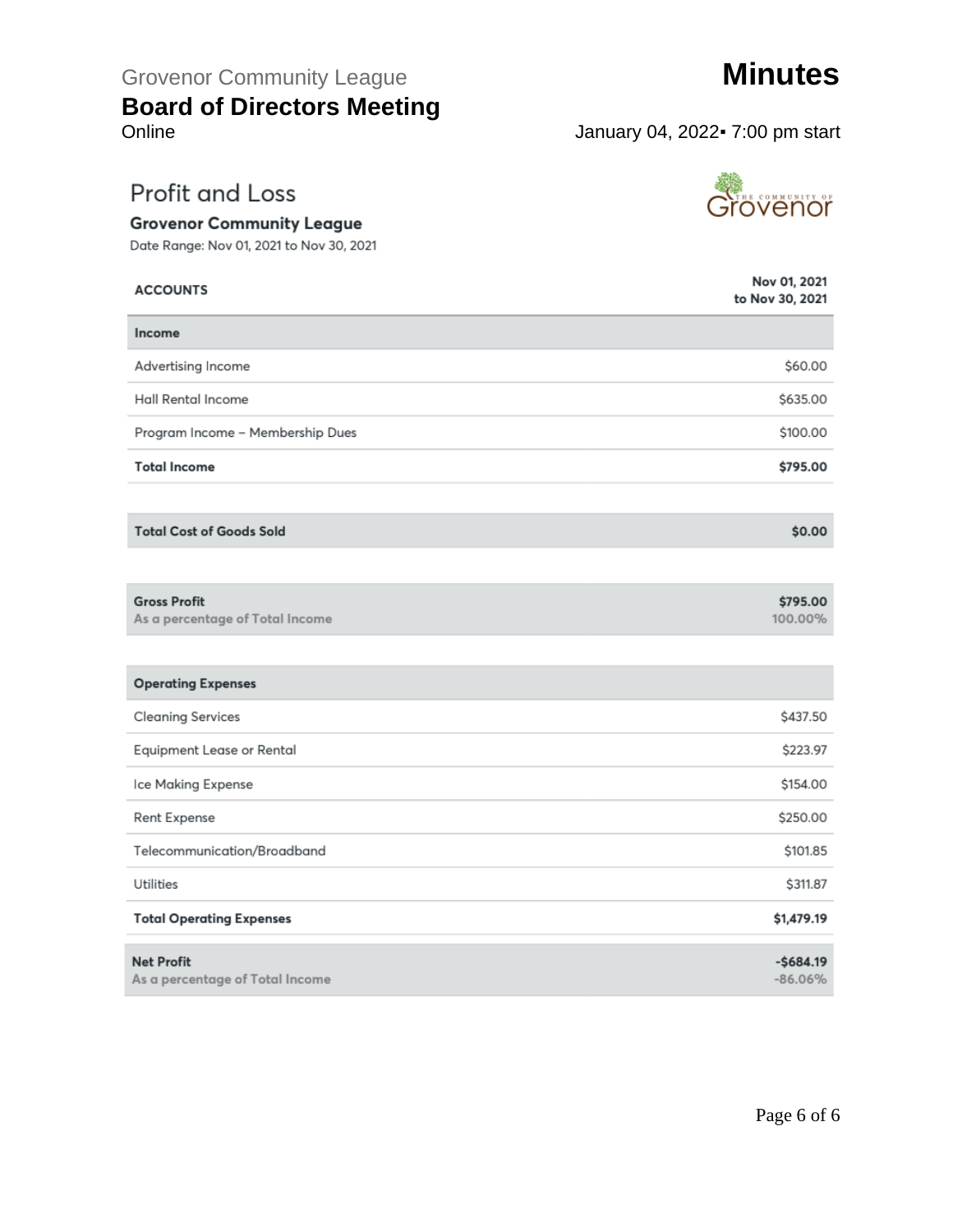# Profit and Loss

**Grovenor Community League**

Date Range: Nov 01, 2021 to Nov 30, 2021

| ACCOUNTS | Nov 01, 2021 to Nov 30, 2021 |
| --- | --- |
| **Income** | |
| Advertising Income | $60.00 |
| Hall Rental Income | $635.00 |
| Program Income – Membership Dues | $100.00 |
| **Total Income** | **$795.00** |
| | |
| **Total Cost of Goods Sold** | **$0.00** |
| | |
| **Gross Profit** | **$795.00** |
| As a percentage of Total Income | 100.00% |
| | |
| **Operating Expenses** | |
| Cleaning Services | $437.50 |
| Equipment Lease or Rental | $223.97 |
| Ice Making Expense | $154.00 |
| Rent Expense | $250.00 |
| Telecommunication/Broadband | $101.85 |
| Utilities | $311.87 |
| **Total Operating Expenses** | **$1,479.19** |
| **Net Profit** | **-$684.19** |
| As a percentage of Total Income | -86.06% |